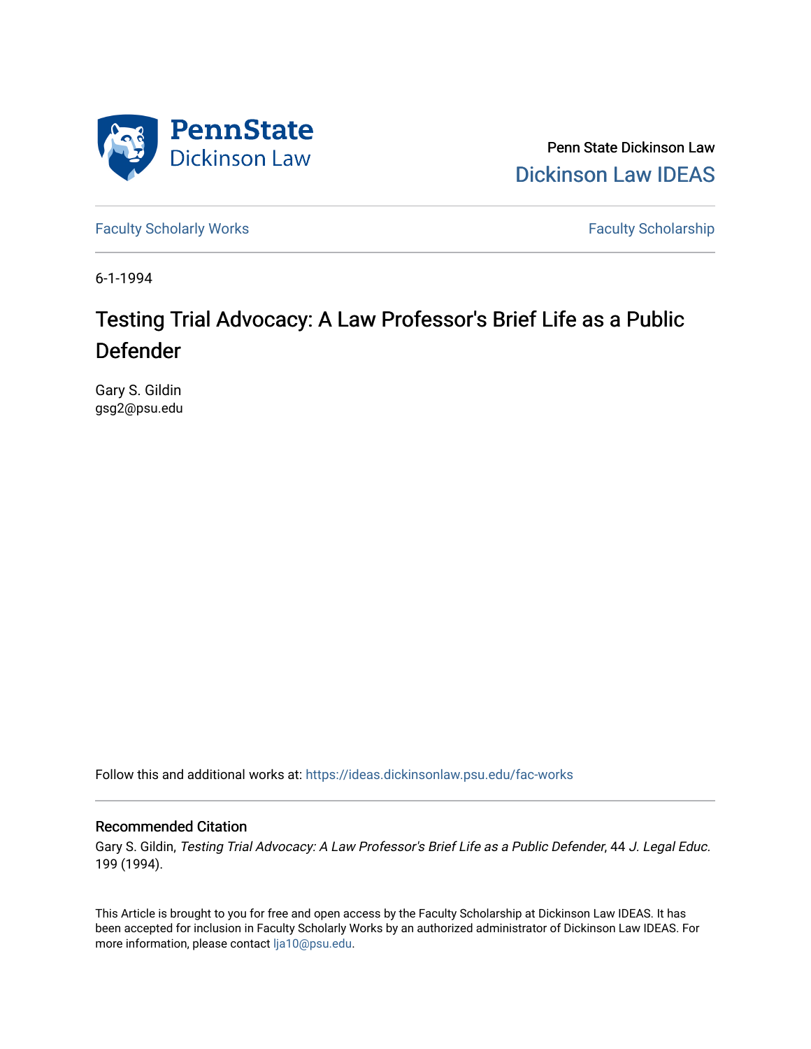Penn State Dickinson Law
Dickinson Law IDEAS

Faculty Scholarly Works | Faculty Scholarship

6-1-1994

# Testing Trial Advocacy: A Law Professor's Brief Life as a Public Defender

Gary S. Gildin
gsg2@psu.edu

Follow this and additional works at: https://ideas.dickinsonlaw.psu.edu/fac-works

## Recommended Citation

Gary S. Gildin, *Testing Trial Advocacy: A Law Professor's Brief Life as a Public Defender*, 44 *J. Legal Educ.* 199 (1994).

This Article is brought to you for free and open access by the Faculty Scholarship at Dickinson Law IDEAS. It has been accepted for inclusion in Faculty Scholarly Works by an authorized administrator of Dickinson Law IDEAS. For more information, please contact lja10@psu.edu.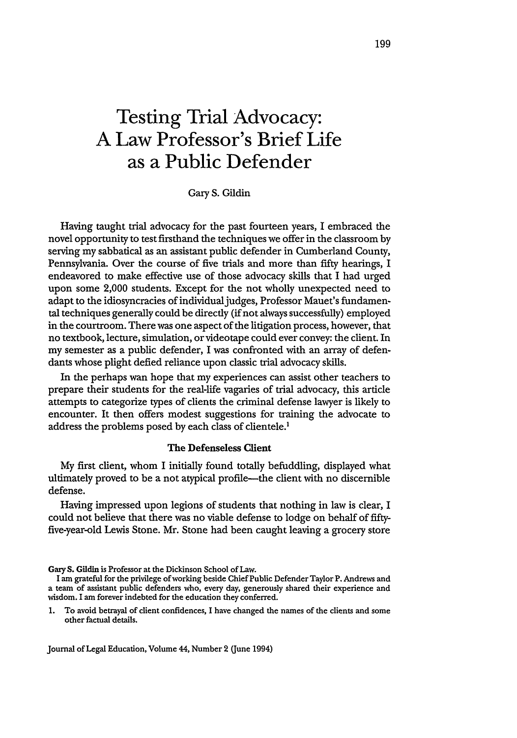# Testing Trial Advocacy: A Law Professor's Brief Life as a Public Defender

Gary S. Gildin

Having taught trial advocacy for the past fourteen years, I embraced the novel opportunity to test firsthand the techniques we offer in the classroom by serving my sabbatical as an assistant public defender in Cumberland County, Pennsylvania. Over the course of five trials and more than fifty hearings, I endeavored to make effective use of those advocacy skills that I had urged upon some 2,000 students. Except for the not wholly unexpected need to adapt to the idiosyncracies of individual judges, Professor Mauet's fundamental techniques generally could be directly (if not always successfully) employed in the courtroom. There was one aspect of the litigation process, however, that no textbook, lecture, simulation, or videotape could ever convey: the client. In my semester as a public defender, I was confronted with an array of defendants whose plight defied reliance upon classic trial advocacy skills.

In the perhaps wan hope that my experiences can assist other teachers to prepare their students for the real-life vagaries of trial advocacy, this article attempts to categorize types of clients the criminal defense lawyer is likely to encounter. It then offers modest suggestions for training the advocate to address the problems posed by each class of clientele.[1]

### The Defenseless Client

My first client, whom I initially found totally befuddling, displayed what ultimately proved to be a not atypical profile—the client with no discernible defense.

Having impressed upon legions of students that nothing in law is clear, I could not believe that there was no viable defense to lodge on behalf of fifty-five-year-old Lewis Stone. Mr. Stone had been caught leaving a grocery store

**Gary S. Gildin** is Professor at the Dickinson School of Law.

I am grateful for the privilege of working beside Chief Public Defender Taylor P. Andrews and a team of assistant public defenders who, every day, generously shared their experience and wisdom. I am forever indebted for the education they conferred.

1. To avoid betrayal of client confidences, I have changed the names of the clients and some other factual details.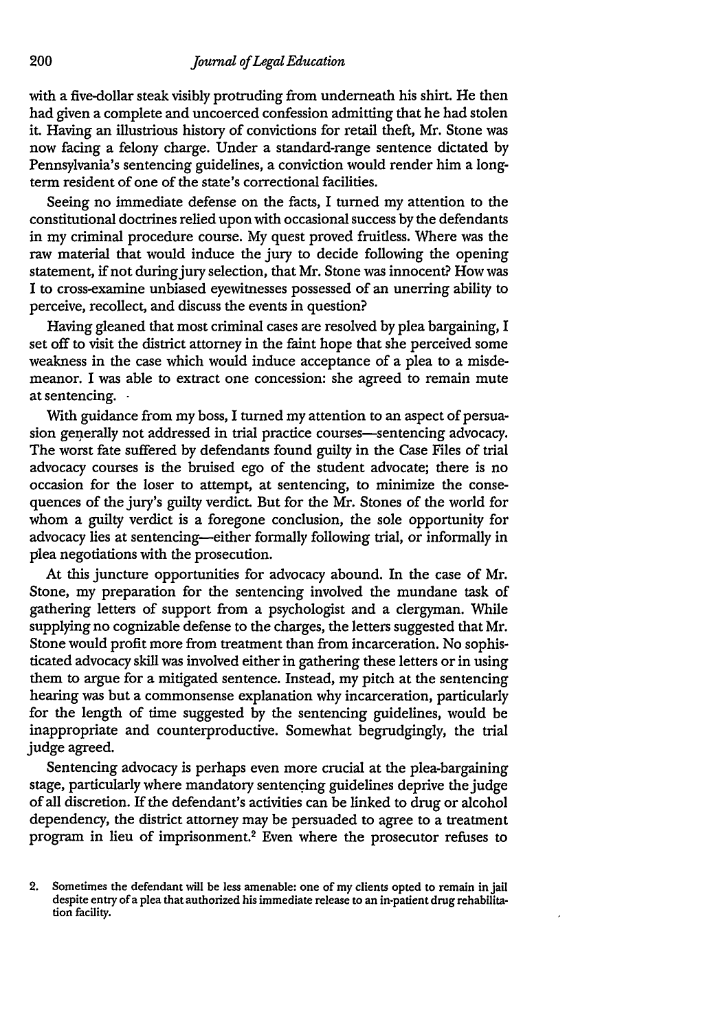with a five-dollar steak visibly protruding from underneath his shirt. He then had given a complete and uncoerced confession admitting that he had stolen it. Having an illustrious history of convictions for retail theft, Mr. Stone was now facing a felony charge. Under a standard-range sentence dictated by Pennsylvania's sentencing guidelines, a conviction would render him a long-term resident of one of the state's correctional facilities.

Seeing no immediate defense on the facts, I turned my attention to the constitutional doctrines relied upon with occasional success by the defendants in my criminal procedure course. My quest proved fruitless. Where was the raw material that would induce the jury to decide following the opening statement, if not during jury selection, that Mr. Stone was innocent? How was I to cross-examine unbiased eyewitnesses possessed of an unerring ability to perceive, recollect, and discuss the events in question?

Having gleaned that most criminal cases are resolved by plea bargaining, I set off to visit the district attorney in the faint hope that she perceived some weakness in the case which would induce acceptance of a plea to a misdemeanor. I was able to extract one concession: she agreed to remain mute at sentencing.

With guidance from my boss, I turned my attention to an aspect of persuasion generally not addressed in trial practice courses—sentencing advocacy. The worst fate suffered by defendants found guilty in the Case Files of trial advocacy courses is the bruised ego of the student advocate; there is no occasion for the loser to attempt, at sentencing, to minimize the consequences of the jury's guilty verdict. But for the Mr. Stones of the world for whom a guilty verdict is a foregone conclusion, the sole opportunity for advocacy lies at sentencing—either formally following trial, or informally in plea negotiations with the prosecution.

At this juncture opportunities for advocacy abound. In the case of Mr. Stone, my preparation for the sentencing involved the mundane task of gathering letters of support from a psychologist and a clergyman. While supplying no cognizable defense to the charges, the letters suggested that Mr. Stone would profit more from treatment than from incarceration. No sophisticated advocacy skill was involved either in gathering these letters or in using them to argue for a mitigated sentence. Instead, my pitch at the sentencing hearing was but a commonsense explanation why incarceration, particularly for the length of time suggested by the sentencing guidelines, would be inappropriate and counterproductive. Somewhat begrudgingly, the trial judge agreed.

Sentencing advocacy is perhaps even more crucial at the plea-bargaining stage, particularly where mandatory sentencing guidelines deprive the judge of all discretion. If the defendant's activities can be linked to drug or alcohol dependency, the district attorney may be persuaded to agree to a treatment program in lieu of imprisonment.[2] Even where the prosecutor refuses to

2. Sometimes the defendant will be less amenable: one of my clients opted to remain in jail despite entry of a plea that authorized his immediate release to an in-patient drug rehabilitation facility.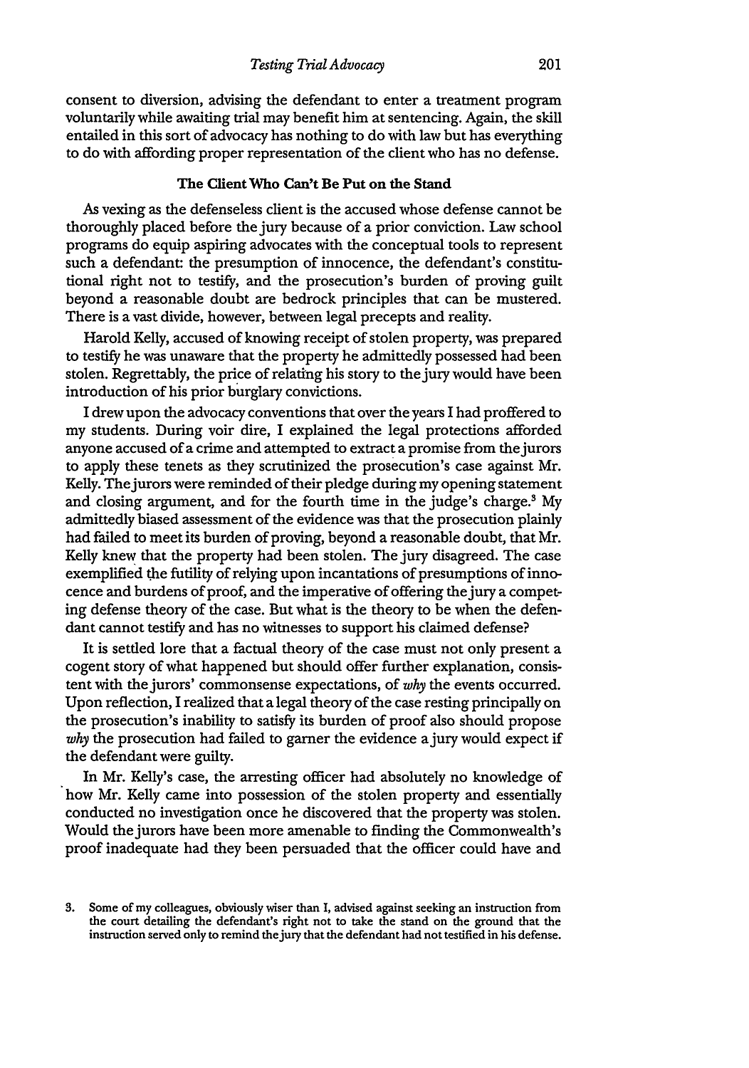consent to diversion, advising the defendant to enter a treatment program voluntarily while awaiting trial may benefit him at sentencing. Again, the skill entailed in this sort of advocacy has nothing to do with law but has everything to do with affording proper representation of the client who has no defense.

### The Client Who Can't Be Put on the Stand

As vexing as the defenseless client is the accused whose defense cannot be thoroughly placed before the jury because of a prior conviction. Law school programs do equip aspiring advocates with the conceptual tools to represent such a defendant: the presumption of innocence, the defendant's constitutional right not to testify, and the prosecution's burden of proving guilt beyond a reasonable doubt are bedrock principles that can be mustered. There is a vast divide, however, between legal precepts and reality.

Harold Kelly, accused of knowing receipt of stolen property, was prepared to testify he was unaware that the property he admittedly possessed had been stolen. Regrettably, the price of relating his story to the jury would have been introduction of his prior burglary convictions.

I drew upon the advocacy conventions that over the years I had proffered to my students. During voir dire, I explained the legal protections afforded anyone accused of a crime and attempted to extract a promise from the jurors to apply these tenets as they scrutinized the prosecution's case against Mr. Kelly. The jurors were reminded of their pledge during my opening statement and closing argument, and for the fourth time in the judge's charge.[3] My admittedly biased assessment of the evidence was that the prosecution plainly had failed to meet its burden of proving, beyond a reasonable doubt, that Mr. Kelly knew that the property had been stolen. The jury disagreed. The case exemplified the futility of relying upon incantations of presumptions of innocence and burdens of proof, and the imperative of offering the jury a competing defense theory of the case. But what is the theory to be when the defendant cannot testify and has no witnesses to support his claimed defense?

It is settled lore that a factual theory of the case must not only present a cogent story of what happened but should offer further explanation, consistent with the jurors' commonsense expectations, of *why* the events occurred. Upon reflection, I realized that a legal theory of the case resting principally on the prosecution's inability to satisfy its burden of proof also should propose *why* the prosecution had failed to garner the evidence a jury would expect if the defendant were guilty.

In Mr. Kelly's case, the arresting officer had absolutely no knowledge of how Mr. Kelly came into possession of the stolen property and essentially conducted no investigation once he discovered that the property was stolen. Would the jurors have been more amenable to finding the Commonwealth's proof inadequate had they been persuaded that the officer could have and

3. Some of my colleagues, obviously wiser than I, advised against seeking an instruction from the court detailing the defendant's right not to take the stand on the ground that the instruction served only to remind the jury that the defendant had not testified in his defense.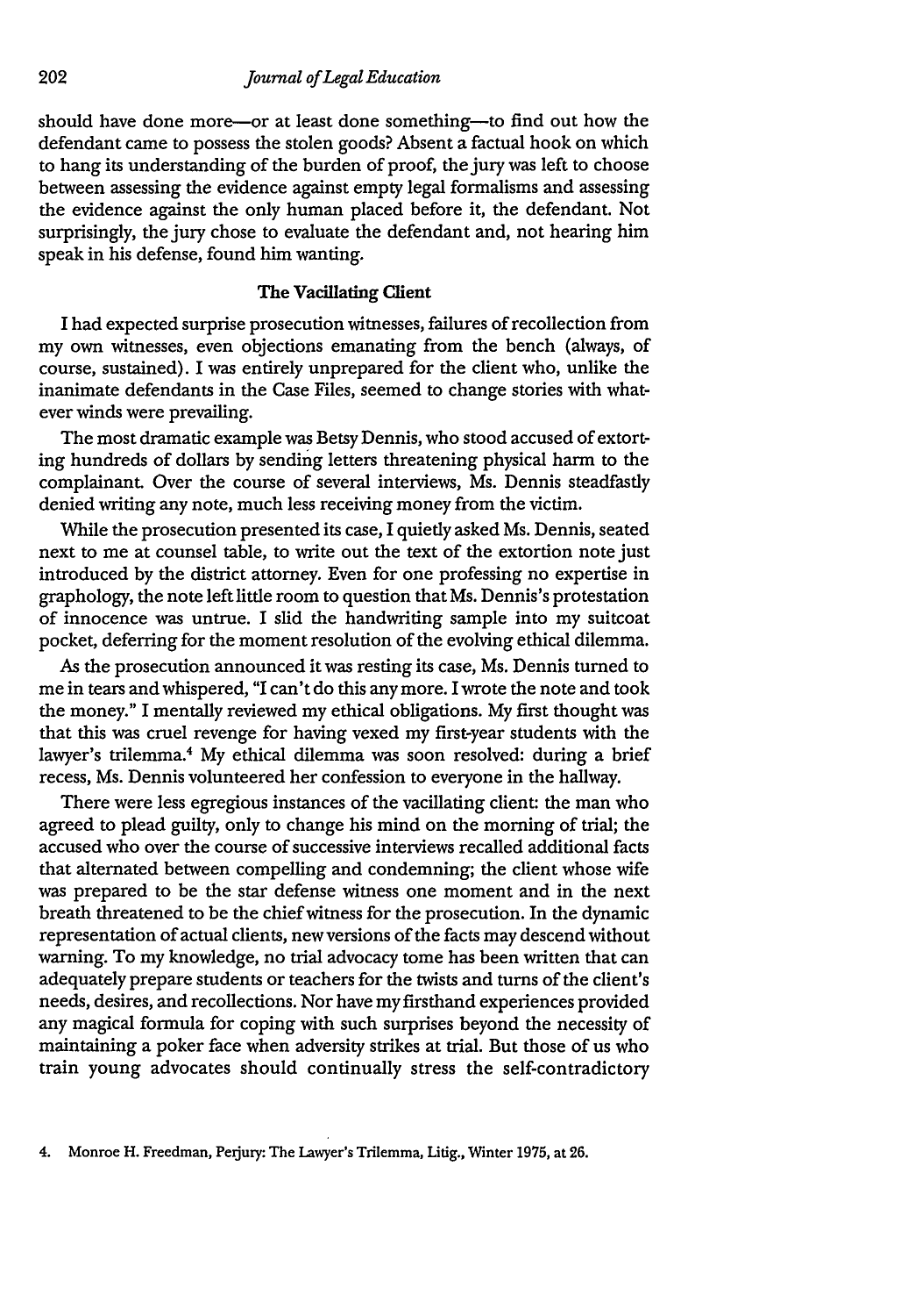should have done more—or at least done something—to find out how the defendant came to possess the stolen goods? Absent a factual hook on which to hang its understanding of the burden of proof, the jury was left to choose between assessing the evidence against empty legal formalisms and assessing the evidence against the only human placed before it, the defendant. Not surprisingly, the jury chose to evaluate the defendant and, not hearing him speak in his defense, found him wanting.

### The Vacillating Client

I had expected surprise prosecution witnesses, failures of recollection from my own witnesses, even objections emanating from the bench (always, of course, sustained). I was entirely unprepared for the client who, unlike the inanimate defendants in the Case Files, seemed to change stories with whatever winds were prevailing.

The most dramatic example was Betsy Dennis, who stood accused of extorting hundreds of dollars by sending letters threatening physical harm to the complainant. Over the course of several interviews, Ms. Dennis steadfastly denied writing any note, much less receiving money from the victim.

While the prosecution presented its case, I quietly asked Ms. Dennis, seated next to me at counsel table, to write out the text of the extortion note just introduced by the district attorney. Even for one professing no expertise in graphology, the note left little room to question that Ms. Dennis's protestation of innocence was untrue. I slid the handwriting sample into my suitcoat pocket, deferring for the moment resolution of the evolving ethical dilemma.

As the prosecution announced it was resting its case, Ms. Dennis turned to me in tears and whispered, "I can't do this any more. I wrote the note and took the money." I mentally reviewed my ethical obligations. My first thought was that this was cruel revenge for having vexed my first-year students with the lawyer's trilemma.[4] My ethical dilemma was soon resolved: during a brief recess, Ms. Dennis volunteered her confession to everyone in the hallway.

There were less egregious instances of the vacillating client: the man who agreed to plead guilty, only to change his mind on the morning of trial; the accused who over the course of successive interviews recalled additional facts that alternated between compelling and condemning; the client whose wife was prepared to be the star defense witness one moment and in the next breath threatened to be the chief witness for the prosecution. In the dynamic representation of actual clients, new versions of the facts may descend without warning. To my knowledge, no trial advocacy tome has been written that can adequately prepare students or teachers for the twists and turns of the client's needs, desires, and recollections. Nor have my firsthand experiences provided any magical formula for coping with such surprises beyond the necessity of maintaining a poker face when adversity strikes at trial. But those of us who train young advocates should continually stress the self-contradictory

4. Monroe H. Freedman, Perjury: The Lawyer's Trilemma, Litig., Winter 1975, at 26.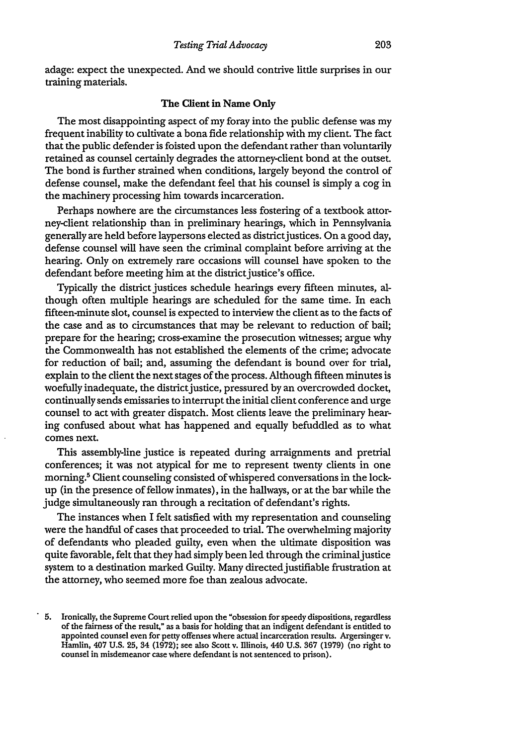adage: expect the unexpected. And we should contrive little surprises in our training materials.

### The Client in Name Only

The most disappointing aspect of my foray into the public defense was my frequent inability to cultivate a bona fide relationship with my client. The fact that the public defender is foisted upon the defendant rather than voluntarily retained as counsel certainly degrades the attorney-client bond at the outset. The bond is further strained when conditions, largely beyond the control of defense counsel, make the defendant feel that his counsel is simply a cog in the machinery processing him towards incarceration.

Perhaps nowhere are the circumstances less fostering of a textbook attorney-client relationship than in preliminary hearings, which in Pennsylvania generally are held before laypersons elected as district justices. On a good day, defense counsel will have seen the criminal complaint before arriving at the hearing. Only on extremely rare occasions will counsel have spoken to the defendant before meeting him at the district justice's office.

Typically the district justices schedule hearings every fifteen minutes, although often multiple hearings are scheduled for the same time. In each fifteen-minute slot, counsel is expected to interview the client as to the facts of the case and as to circumstances that may be relevant to reduction of bail; prepare for the hearing; cross-examine the prosecution witnesses; argue why the Commonwealth has not established the elements of the crime; advocate for reduction of bail; and, assuming the defendant is bound over for trial, explain to the client the next stages of the process. Although fifteen minutes is woefully inadequate, the district justice, pressured by an overcrowded docket, continually sends emissaries to interrupt the initial client conference and urge counsel to act with greater dispatch. Most clients leave the preliminary hearing confused about what has happened and equally befuddled as to what comes next.

This assembly-line justice is repeated during arraignments and pretrial conferences; it was not atypical for me to represent twenty clients in one morning.[5] Client counseling consisted of whispered conversations in the lock-up (in the presence of fellow inmates), in the hallways, or at the bar while the judge simultaneously ran through a recitation of defendant's rights.

The instances when I felt satisfied with my representation and counseling were the handful of cases that proceeded to trial. The overwhelming majority of defendants who pleaded guilty, even when the ultimate disposition was quite favorable, felt that they had simply been led through the criminal justice system to a destination marked Guilty. Many directed justifiable frustration at the attorney, who seemed more foe than zealous advocate.

5. Ironically, the Supreme Court relied upon the "obsession for speedy dispositions, regardless of the fairness of the result," as a basis for holding that an indigent defendant is entitled to appointed counsel even for petty offenses where actual incarceration results. Argersinger v. Hamlin, 407 U.S. 25, 34 (1972); see also Scott v. Illinois, 440 U.S. 367 (1979) (no right to counsel in misdemeanor case where defendant is not sentenced to prison).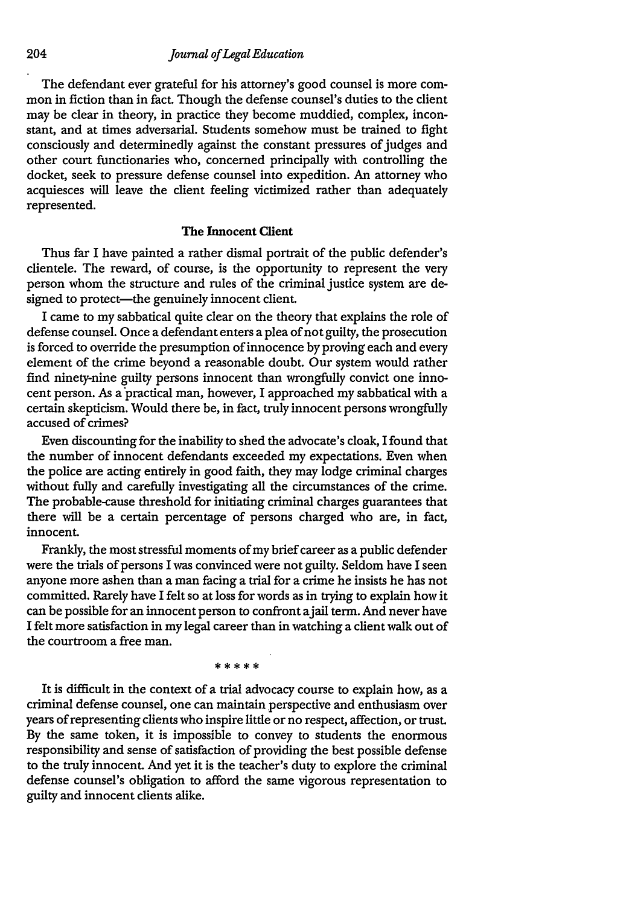The defendant ever grateful for his attorney's good counsel is more common in fiction than in fact. Though the defense counsel's duties to the client may be clear in theory, in practice they become muddied, complex, inconstant, and at times adversarial. Students somehow must be trained to fight consciously and determinedly against the constant pressures of judges and other court functionaries who, concerned principally with controlling the docket, seek to pressure defense counsel into expedition. An attorney who acquiesces will leave the client feeling victimized rather than adequately represented.

### The Innocent Client

Thus far I have painted a rather dismal portrait of the public defender's clientele. The reward, of course, is the opportunity to represent the very person whom the structure and rules of the criminal justice system are designed to protect—the genuinely innocent client.

I came to my sabbatical quite clear on the theory that explains the role of defense counsel. Once a defendant enters a plea of not guilty, the prosecution is forced to override the presumption of innocence by proving each and every element of the crime beyond a reasonable doubt. Our system would rather find ninety-nine guilty persons innocent than wrongfully convict one innocent person. As a practical man, however, I approached my sabbatical with a certain skepticism. Would there be, in fact, truly innocent persons wrongfully accused of crimes?

Even discounting for the inability to shed the advocate's cloak, I found that the number of innocent defendants exceeded my expectations. Even when the police are acting entirely in good faith, they may lodge criminal charges without fully and carefully investigating all the circumstances of the crime. The probable-cause threshold for initiating criminal charges guarantees that there will be a certain percentage of persons charged who are, in fact, innocent.

Frankly, the most stressful moments of my brief career as a public defender were the trials of persons I was convinced were not guilty. Seldom have I seen anyone more ashen than a man facing a trial for a crime he insists he has not committed. Rarely have I felt so at loss for words as in trying to explain how it can be possible for an innocent person to confront a jail term. And never have I felt more satisfaction in my legal career than in watching a client walk out of the courtroom a free man.

\* \* \* \* \*

It is difficult in the context of a trial advocacy course to explain how, as a criminal defense counsel, one can maintain perspective and enthusiasm over years of representing clients who inspire little or no respect, affection, or trust. By the same token, it is impossible to convey to students the enormous responsibility and sense of satisfaction of providing the best possible defense to the truly innocent. And yet it is the teacher's duty to explore the criminal defense counsel's obligation to afford the same vigorous representation to guilty and innocent clients alike.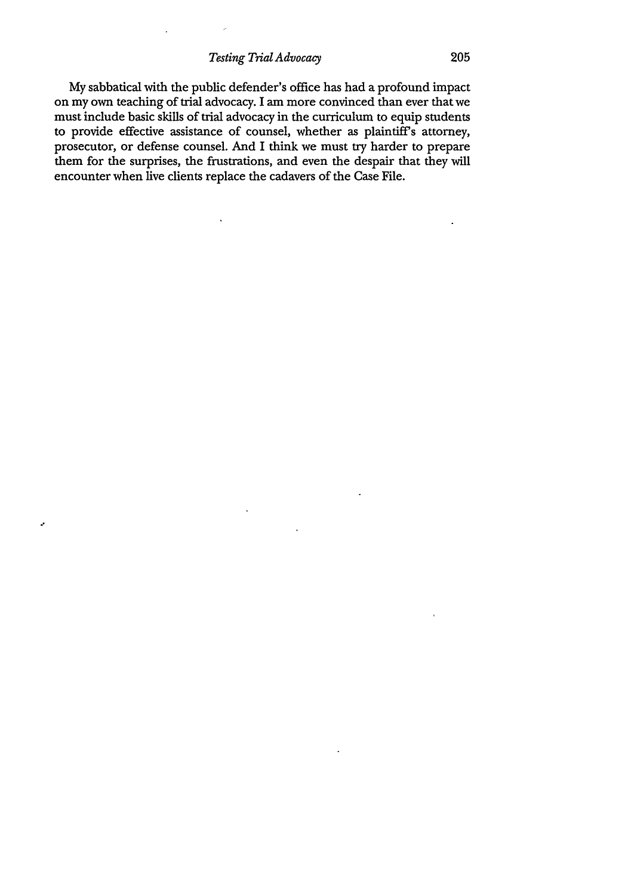My sabbatical with the public defender's office has had a profound impact on my own teaching of trial advocacy. I am more convinced than ever that we must include basic skills of trial advocacy in the curriculum to equip students to provide effective assistance of counsel, whether as plaintiff's attorney, prosecutor, or defense counsel. And I think we must try harder to prepare them for the surprises, the frustrations, and even the despair that they will encounter when live clients replace the cadavers of the Case File.